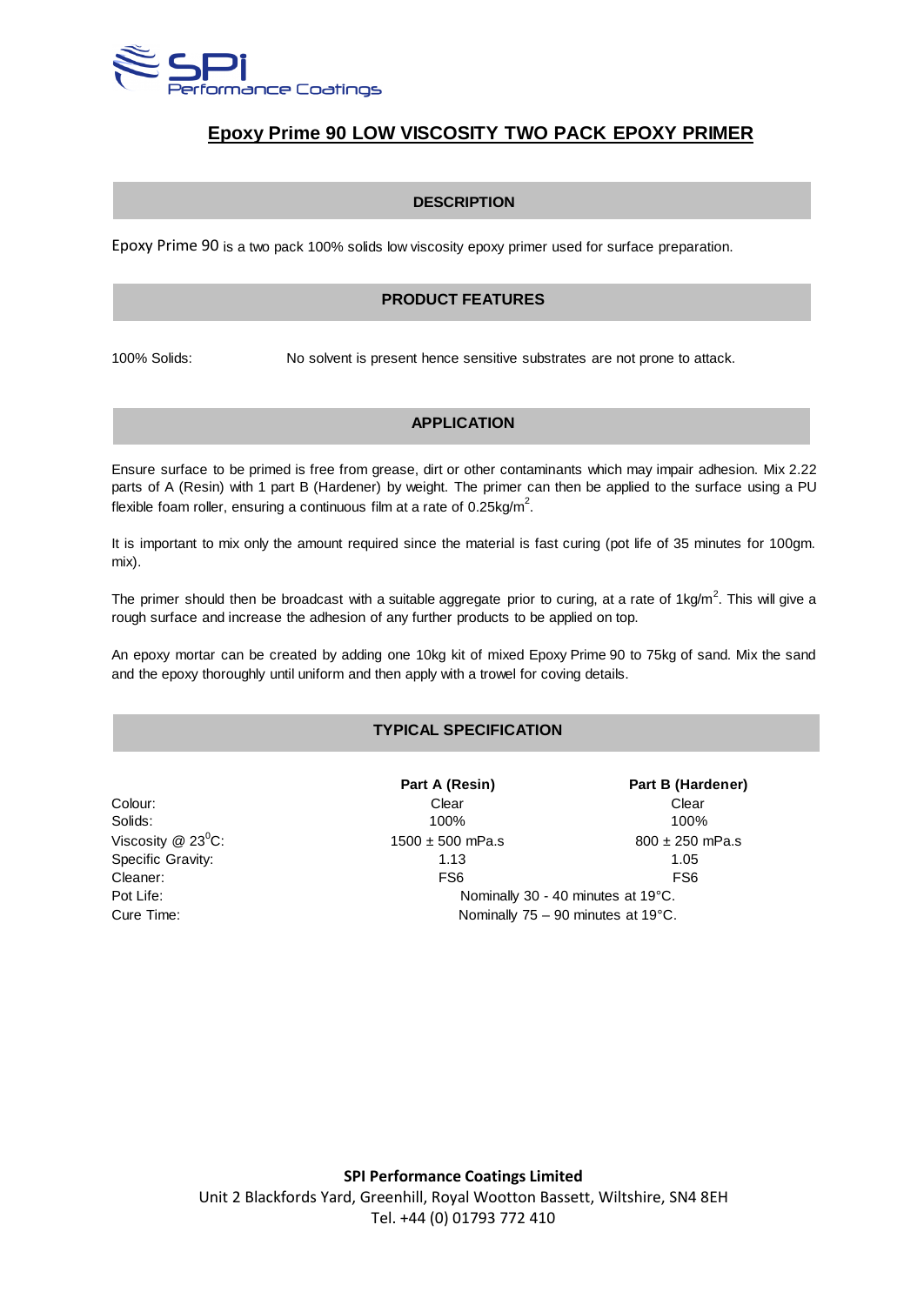# Epoxy Prime 90 LOW VISCOSITY TWO PACK EPOXY PRIMER

## DESCRIPTION

Epoxy Prime 90 is a two pack 100% solids low viscosity epoxy primer used for surface preparation.

## PRODUCT FEATURES

100% Solids: No solvent is present hence sensitive substrates are not prone to attack.

## APPLICATION

Ensure surface to be primed is free from grease, dirt or other contaminants which may impair adhesion. Mix 2.22 parts of A (Resin) with 1 part B (Hardener) by weight. The primer can then be applied to the surface using a PU flexible foam roller, ensuring a continuous film at a rate of 0.25kg/m$^2$.

It is important to mix only the amount required since the material is fast curing (pot life of 35 minutes for 100gm. mix).

The primer should then be broadcast with a suitable aggregate prior to curing, at a rate of 1kg/m$^2$. This will give a rough surface and increase the adhesion of any further products to be applied on top.

An epoxy mortar can be created by adding one 10kg kit of mixed Epoxy Prime 90 to 75kg of sand. Mix the sand and the epoxy thoroughly until uniform and then apply with a trowel for coving details.

## TYPICAL SPECIFICATION

| | Part A (Resin) | Part B (Hardener) |
|---|---|---|
| Colour: | Clear | Clear |
| Solids: | 100% | 100% |
| Viscosity @ 23$^0$C: | 1500 ± 500 mPa.s | 800 ± 250 mPa.s |
| Specific Gravity: | 1.13 | 1.05 |
| Cleaner: | FS6 | FS6 |
| Pot Life: | Nominally 30 - 40 minutes at 19°C. | |
| Cure Time: | Nominally 75 – 90 minutes at 19°C. | |

**SPI Performance Coatings Limited**
Unit 2 Blackfords Yard, Greenhill, Royal Wootton Bassett, Wiltshire, SN4 8EH
Tel. +44 (0) 01793 772 410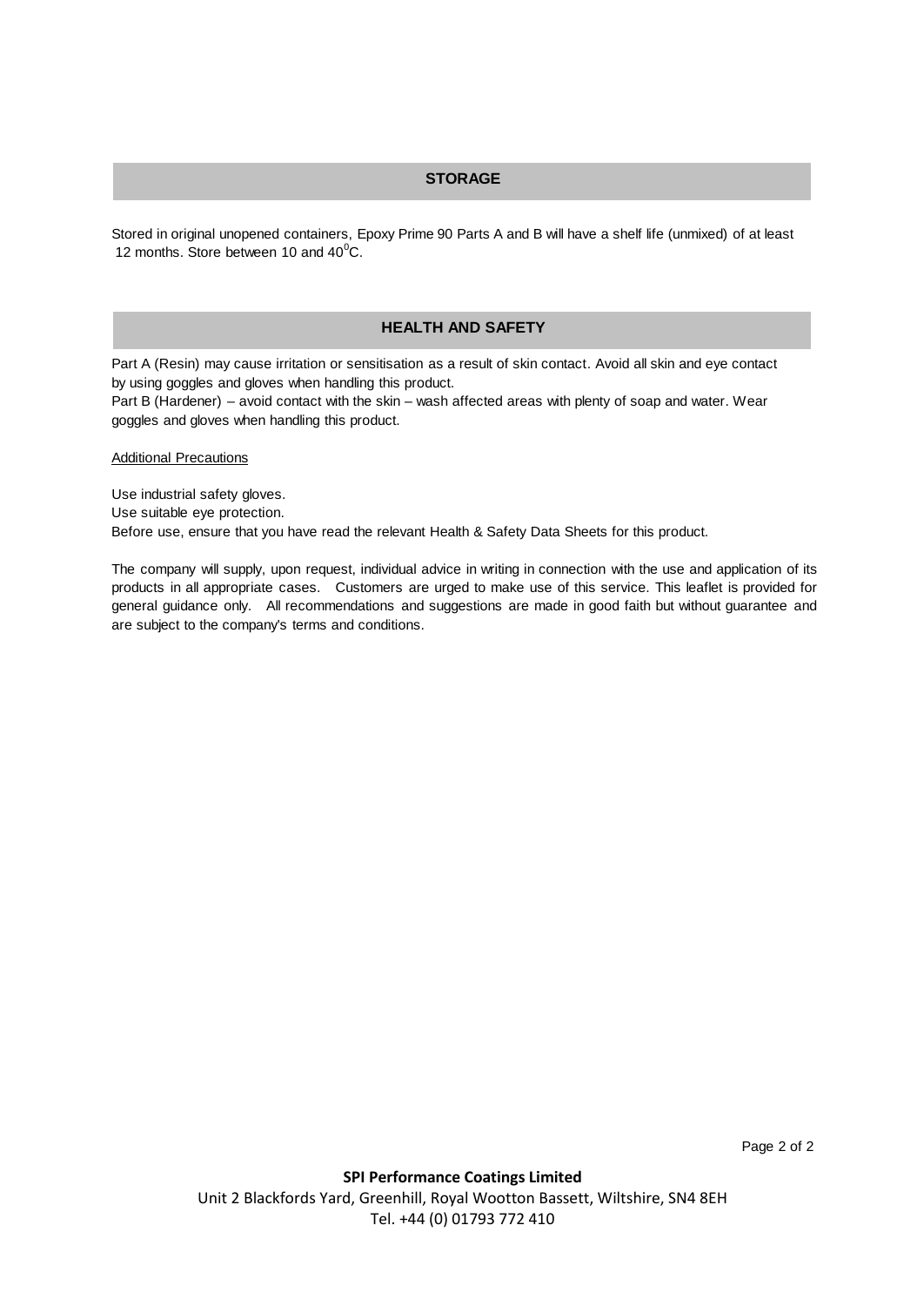## STORAGE

Stored in original unopened containers, Epoxy Prime 90 Parts A and B will have a shelf life (unmixed) of at least 12 months. Store between 10 and $40^0$C.

## HEALTH AND SAFETY

Part A (Resin) may cause irritation or sensitisation as a result of skin contact. Avoid all skin and eye contact by using goggles and gloves when handling this product.
Part B (Hardener) – avoid contact with the skin – wash affected areas with plenty of soap and water. Wear goggles and gloves when handling this product.

Additional Precautions

Use industrial safety gloves.
Use suitable eye protection.
Before use, ensure that you have read the relevant Health & Safety Data Sheets for this product.

The company will supply, upon request, individual advice in writing in connection with the use and application of its products in all appropriate cases. Customers are urged to make use of this service. This leaflet is provided for general guidance only. All recommendations and suggestions are made in good faith but without guarantee and are subject to the company's terms and conditions.

**SPI Performance Coatings Limited**
Unit 2 Blackfords Yard, Greenhill, Royal Wootton Bassett, Wiltshire, SN4 8EH
Tel. +44 (0) 01793 772 410